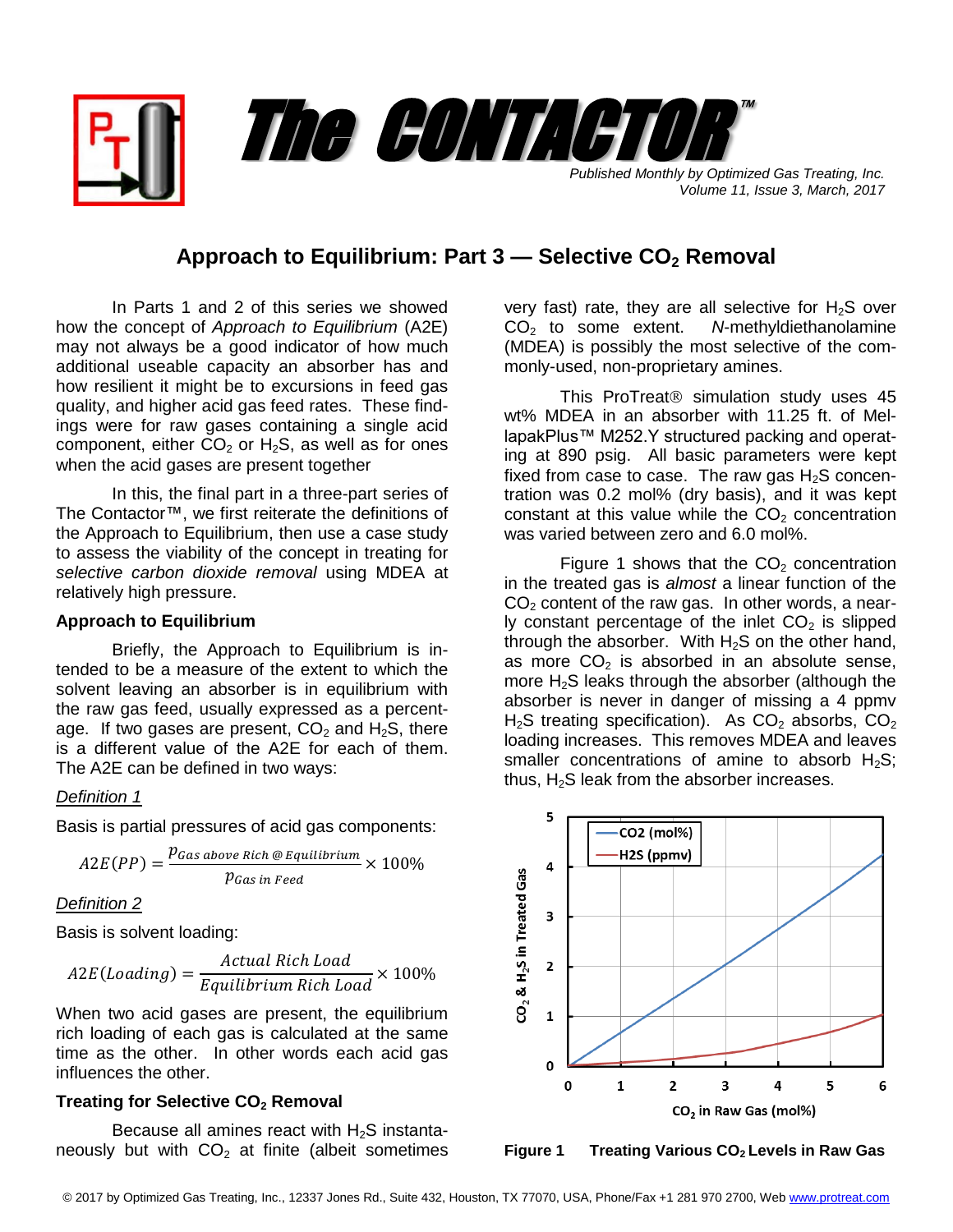# The CONTACTOR™

*Published Monthly by Optimized Gas Treating, Inc.*
*Volume 11, Issue 3, March, 2017*

## Approach to Equilibrium: Part 3 — Selective $CO_2$ Removal

In Parts 1 and 2 of this series we showed how the concept of *Approach to Equilibrium* (A2E) may not always be a good indicator of how much additional useable capacity an absorber has and how resilient it might be to excursions in feed gas quality, and higher acid gas feed rates. These findings were for raw gases containing a single acid component, either $CO_2$ or $H_2S$, as well as for ones when the acid gases are present together

In this, the final part in a three-part series of The Contactor™, we first reiterate the definitions of the Approach to Equilibrium, then use a case study to assess the viability of the concept in treating for *selective carbon dioxide removal* using MDEA at relatively high pressure.

### Approach to Equilibrium

Briefly, the Approach to Equilibrium is intended to be a measure of the extent to which the solvent leaving an absorber is in equilibrium with the raw gas feed, usually expressed as a percentage. If two gases are present, $CO_2$ and $H_2S$, there is a different value of the A2E for each of them. The A2E can be defined in two ways:

Definition 1

Basis is partial pressures of acid gas components:

$$A2E(PP) = \frac{p_{Gas\ above\ Rich\ @\ Equilibrium}}{p_{Gas\ in\ Feed}} \times 100\%$$

Definition 2

Basis is solvent loading:

$$A2E(Loading) = \frac{Actual\ Rich\ Load}{Equilibrium\ Rich\ Load} \times 100\%$$

When two acid gases are present, the equilibrium rich loading of each gas is calculated at the same time as the other. In other words each acid gas influences the other.

### Treating for Selective $CO_2$ Removal

Because all amines react with $H_2S$ instantaneously but with $CO_2$ at finite (albeit sometimes very fast) rate, they are all selective for $H_2S$ over $CO_2$ to some extent. *N*-methyldiethanolamine (MDEA) is possibly the most selective of the commonly-used, non-proprietary amines.

This ProTreat® simulation study uses 45 wt% MDEA in an absorber with 11.25 ft. of MellapakPlus™ M252.Y structured packing and operating at 890 psig. All basic parameters were kept fixed from case to case. The raw gas $H_2S$ concentration was 0.2 mol% (dry basis), and it was kept constant at this value while the $CO_2$ concentration was varied between zero and 6.0 mol%.

Figure 1 shows that the $CO_2$ concentration in the treated gas is *almost* a linear function of the $CO_2$ content of the raw gas. In other words, a nearly constant percentage of the inlet $CO_2$ is slipped through the absorber. With $H_2S$ on the other hand, as more $CO_2$ is absorbed in an absolute sense, more $H_2S$ leaks through the absorber (although the absorber is never in danger of missing a 4 ppmv $H_2S$ treating specification). As $CO_2$ absorbs, $CO_2$ loading increases. This removes MDEA and leaves smaller concentrations of amine to absorb $H_2S$; thus, $H_2S$ leak from the absorber increases.

**Figure 1 Treating Various $CO_2$ Levels in Raw Gas**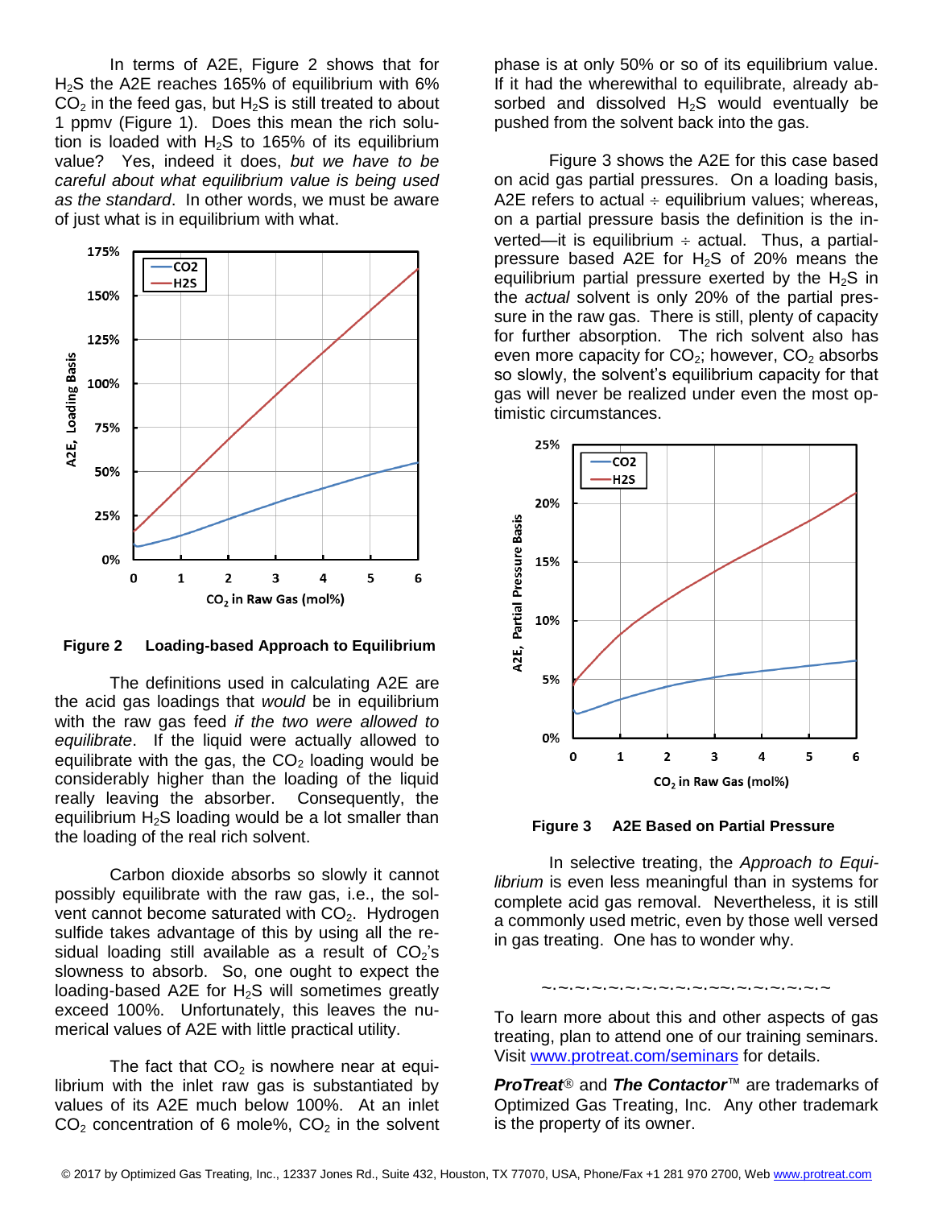In terms of A2E, Figure 2 shows that for $H_2S$ the A2E reaches 165% of equilibrium with 6% $CO_2$ in the feed gas, but $H_2S$ is still treated to about 1 ppmv (Figure 1). Does this mean the rich solution is loaded with $H_2S$ to 165% of its equilibrium value? Yes, indeed it does, *but we have to be careful about what equilibrium value is being used as the standard*. In other words, we must be aware of just what is in equilibrium with what.

175%
150%
125%
100%
75%
50%
25%
0%
A2E, Loading Basis
CO2
H2S
0 1 2 3 4 5 6
$CO_2$ in Raw Gas (mol%)

**Figure 2 Loading-based Approach to Equilibrium**

The definitions used in calculating A2E are the acid gas loadings that *would* be in equilibrium with the raw gas feed *if the two were allowed to equilibrate*. If the liquid were actually allowed to equilibrate with the gas, the $CO_2$ loading would be considerably higher than the loading of the liquid really leaving the absorber. Consequently, the equilibrium $H_2S$ loading would be a lot smaller than the loading of the real rich solvent.

Carbon dioxide absorbs so slowly it cannot possibly equilibrate with the raw gas, i.e., the solvent cannot become saturated with $CO_2$. Hydrogen sulfide takes advantage of this by using all the residual loading still available as a result of $CO_2$'s slowness to absorb. So, one ought to expect the loading-based A2E for $H_2S$ will sometimes greatly exceed 100%. Unfortunately, this leaves the numerical values of A2E with little practical utility.

The fact that $CO_2$ is nowhere near at equilibrium with the inlet raw gas is substantiated by values of its A2E much below 100%. At an inlet $CO_2$ concentration of 6 mole%, $CO_2$ in the solvent phase is at only 50% or so of its equilibrium value. If it had the wherewithal to equilibrate, already absorbed and dissolved $H_2S$ would eventually be pushed from the solvent back into the gas.

Figure 3 shows the A2E for this case based on acid gas partial pressures. On a loading basis, A2E refers to actual ÷ equilibrium values; whereas, on a partial pressure basis the definition is the inverted—it is equilibrium ÷ actual. Thus, a partial-pressure based A2E for $H_2S$ of 20% means the equilibrium partial pressure exerted by the $H_2S$ in the *actual* solvent is only 20% of the partial pressure in the raw gas. There is still, plenty of capacity for further absorption. The rich solvent also has even more capacity for $CO_2$; however, $CO_2$ absorbs so slowly, the solvent's equilibrium capacity for that gas will never be realized under even the most optimistic circumstances.

25%
20%
15%
10%
5%
0%
A2E, Partial Pressure Basis
CO2
H2S
0 1 2 3 4 5 6
$CO_2$ in Raw Gas (mol%)

**Figure 3 A2E Based on Partial Pressure**

In selective treating, the *Approach to Equilibrium* is even less meaningful than in systems for complete acid gas removal. Nevertheless, it is still a commonly used metric, even by those well versed in gas treating. One has to wonder why.

~.~.~.~.~.~.~.~.~.~.~.~~.~.~.~.~.~.~.~

To learn more about this and other aspects of gas treating, plan to attend one of our training seminars. Visit www.protreat.com/seminars for details.

***ProTreat***® and ***The Contactor***™ are trademarks of Optimized Gas Treating, Inc. Any other trademark is the property of its owner.

© 2017 by Optimized Gas Treating, Inc., 12337 Jones Rd., Suite 432, Houston, TX 77070, USA, Phone/Fax +1 281 970 2700, Web www.protreat.com